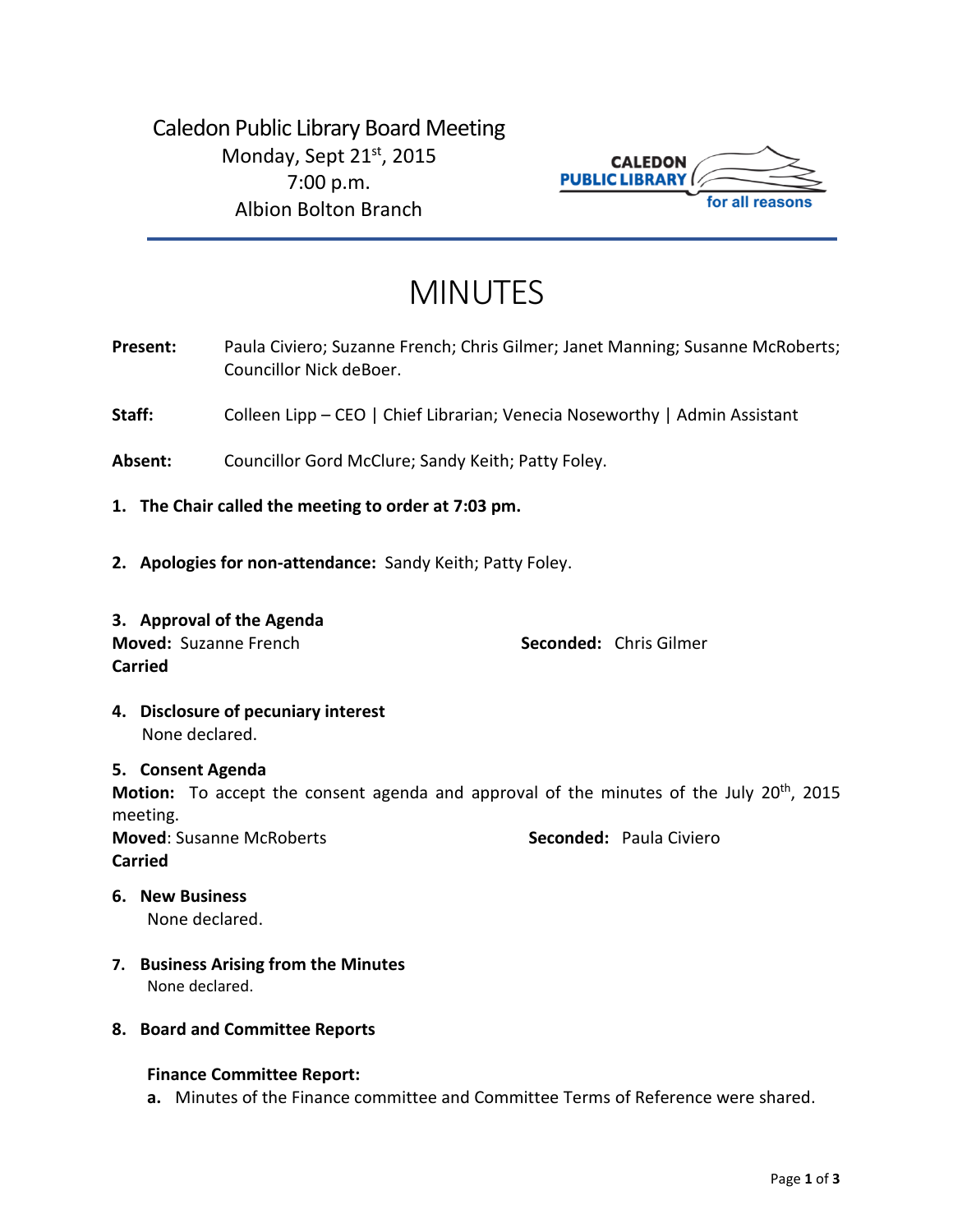Caledon Public Library Board Meeting
Monday, Sept 21st, 2015
7:00 p.m.
Albion Bolton Branch

CALEDON PUBLIC LIBRARY for all reasons

# MINUTES

**Present:** Paula Civiero; Suzanne French; Chris Gilmer; Janet Manning; Susanne McRoberts; Councillor Nick deBoer.

**Staff:** Colleen Lipp – CEO | Chief Librarian; Venecia Noseworthy | Admin Assistant

**Absent:** Councillor Gord McClure; Sandy Keith; Patty Foley.

1. **The Chair called the meeting to order at 7:03 pm.**

2. **Apologies for non-attendance:** Sandy Keith; Patty Foley.

3. **Approval of the Agenda**

**Moved:** Suzanne French **Seconded:** Chris Gilmer
**Carried**

4. **Disclosure of pecuniary interest**
None declared.

5. **Consent Agenda**

**Motion:** To accept the consent agenda and approval of the minutes of the July 20th, 2015 meeting.
**Moved**: Susanne McRoberts **Seconded:** Paula Civiero
**Carried**

6. **New Business**
None declared.

7. **Business Arising from the Minutes**
None declared.

8. **Board and Committee Reports**

**Finance Committee Report:**

**a.** Minutes of the Finance committee and Committee Terms of Reference were shared.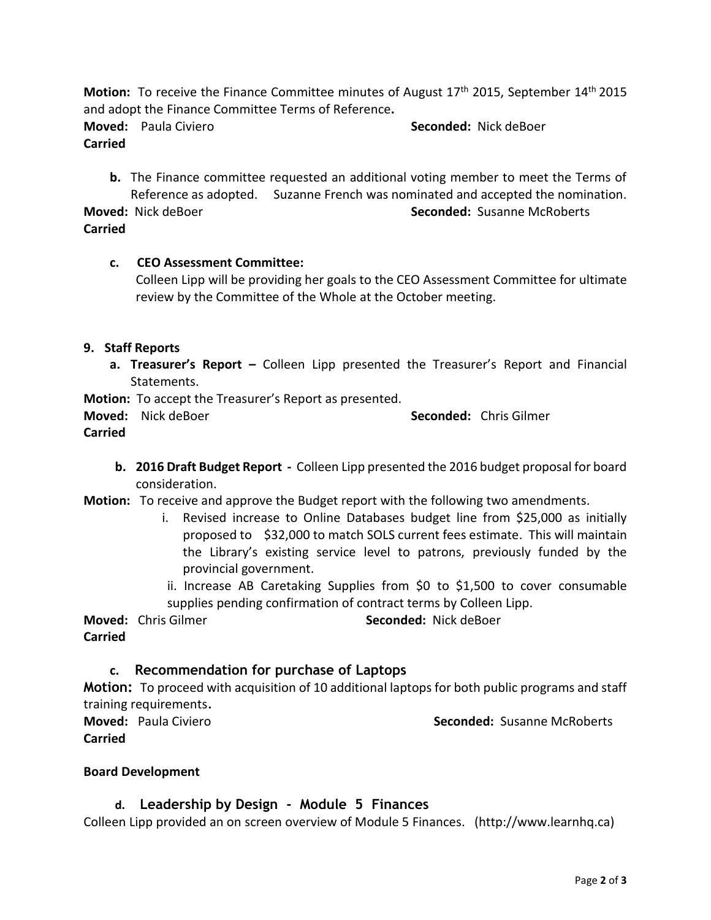**Motion:** To receive the Finance Committee minutes of August 17th 2015, September 14th 2015 and adopt the Finance Committee Terms of Reference**.**

**Moved:** Paula Civiero **Seconded:** Nick deBoer

**Carried**

**b.** The Finance committee requested an additional voting member to meet the Terms of Reference as adopted. Suzanne French was nominated and accepted the nomination.

**Moved:** Nick deBoer **Seconded:** Susanne McRoberts

**Carried**

**c. CEO Assessment Committee:**

Colleen Lipp will be providing her goals to the CEO Assessment Committee for ultimate review by the Committee of the Whole at the October meeting.

**9. Staff Reports**

**a. Treasurer's Report –** Colleen Lipp presented the Treasurer's Report and Financial Statements.

**Motion:** To accept the Treasurer's Report as presented.

**Moved:** Nick deBoer **Seconded:** Chris Gilmer

**Carried**

**b. 2016 Draft Budget Report -** Colleen Lipp presented the 2016 budget proposal for board consideration.

**Motion:** To receive and approve the Budget report with the following two amendments.

i. Revised increase to Online Databases budget line from $25,000 as initially proposed to $32,000 to match SOLS current fees estimate. This will maintain the Library's existing service level to patrons, previously funded by the provincial government.

ii. Increase AB Caretaking Supplies from $0 to $1,500 to cover consumable supplies pending confirmation of contract terms by Colleen Lipp.

**Moved:** Chris Gilmer **Seconded:** Nick deBoer

**Carried**

**c. Recommendation for purchase of Laptops**

**Motion:** To proceed with acquisition of 10 additional laptops for both public programs and staff training requirements.

**Moved:** Paula Civiero **Seconded:** Susanne McRoberts

**Carried**

**Board Development**

**d. Leadership by Design - Module 5 Finances**

Colleen Lipp provided an on screen overview of Module 5 Finances. (http://www.learnhq.ca)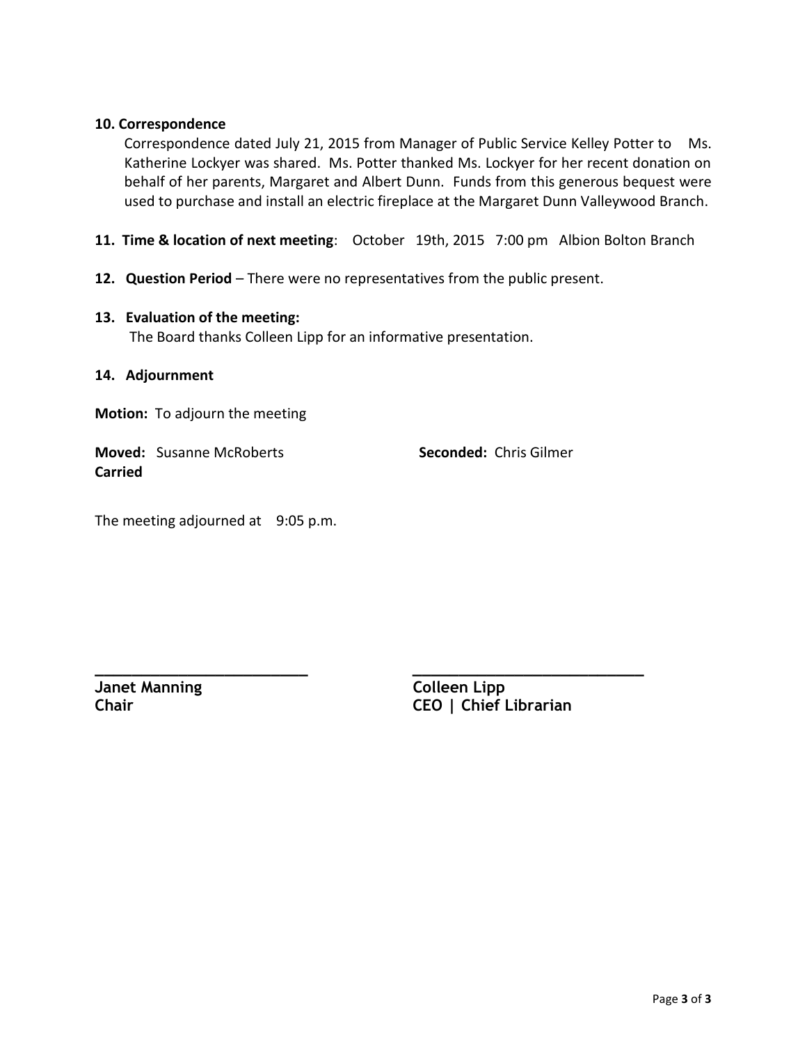**10. Correspondence**

Correspondence dated July 21, 2015 from Manager of Public Service Kelley Potter to Ms. Katherine Lockyer was shared. Ms. Potter thanked Ms. Lockyer for her recent donation on behalf of her parents, Margaret and Albert Dunn. Funds from this generous bequest were used to purchase and install an electric fireplace at the Margaret Dunn Valleywood Branch.

**11. Time & location of next meeting**: October 19th, 2015 7:00 pm Albion Bolton Branch

**12. Question Period** – There were no representatives from the public present.

**13. Evaluation of the meeting:**

The Board thanks Colleen Lipp for an informative presentation.

**14. Adjournment**

**Motion:** To adjourn the meeting

**Moved:** Susanne McRoberts **Seconded:** Chris Gilmer

**Carried**

The meeting adjourned at 9:05 p.m.

\_\_\_\_\_\_\_\_\_\_\_\_\_\_\_\_\_\_\_\_\_\_\_\_\_
**Janet Manning**
**Chair**

\_\_\_\_\_\_\_\_\_\_\_\_\_\_\_\_\_\_\_\_\_\_\_\_\_\_\_
**Colleen Lipp**
**CEO | Chief Librarian**